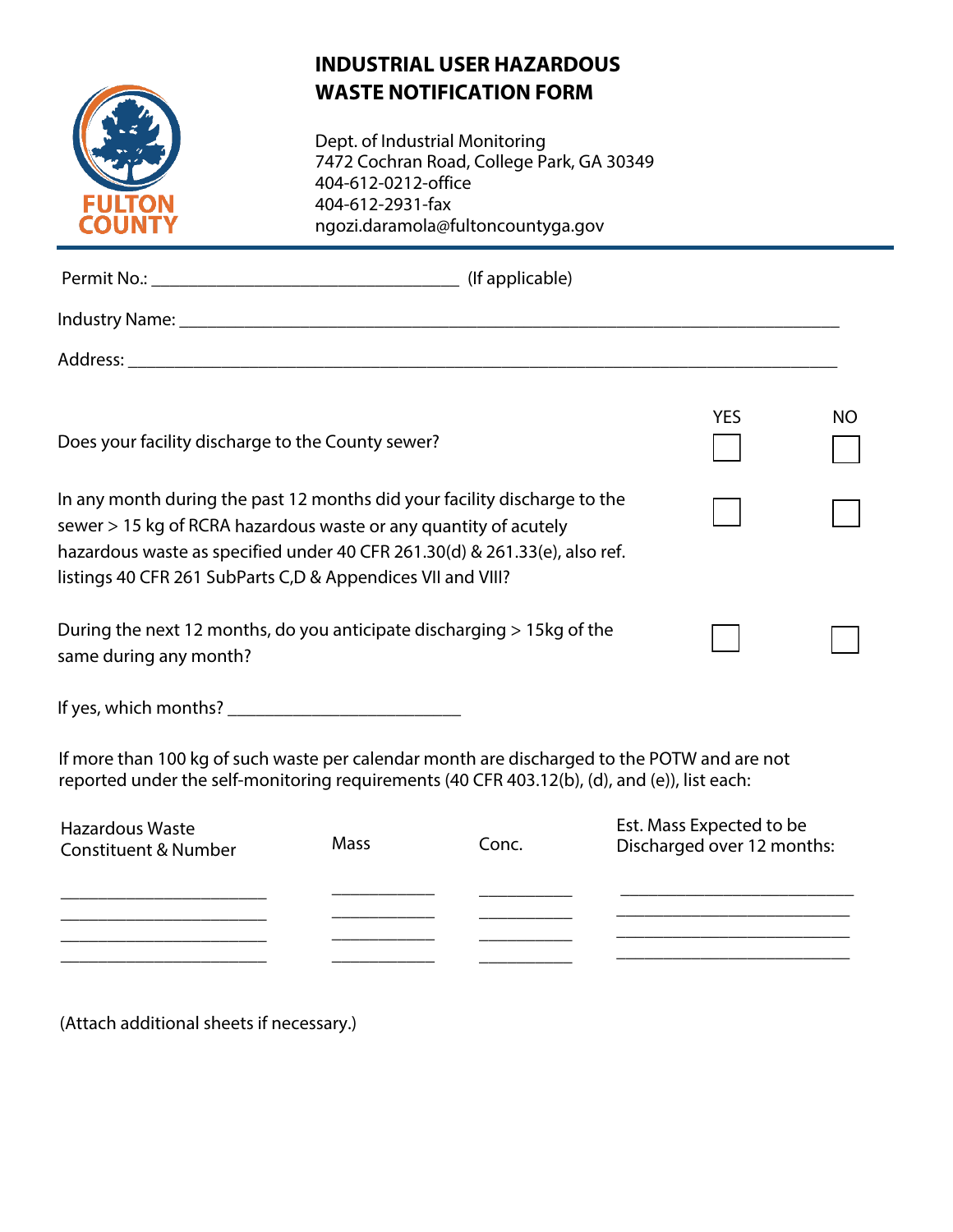# INDUSTRIAL USER HAZARDOUS WASTE NOTIFICATION FORM

FULTON COUNTY

Dept. of Industrial Monitoring
7472 Cochran Road, College Park, GA 30349
404-612-0212-office
404-612-2931-fax
ngozi.daramola@fultoncountyga.gov

Permit No.: ______________________________ (If applicable)

Industry Name: ______________________________________________________________________

Address: __________________________________________________________________________

| | YES | NO |
|---|---|---|
| Does your facility discharge to the County sewer? | ☐ | ☐ |
| In any month during the past 12 months did your facility discharge to the sewer > 15 kg of RCRA hazardous waste or any quantity of acutely hazardous waste as specified under 40 CFR 261.30(d) & 261.33(e), also ref. listings 40 CFR 261 SubParts C,D & Appendices VII and VIII? | ☐ | ☐ |
| During the next 12 months, do you anticipate discharging > 15kg of the same during any month? | ☐ | ☐ |

If yes, which months? ________________________

If more than 100 kg of such waste per calendar month are discharged to the POTW and are not reported under the self-monitoring requirements (40 CFR 403.12(b), (d), and (e)), list each:

| Hazardous Waste Constituent & Number | Mass | Conc. | Est. Mass Expected to be Discharged over 12 months: |
|---|---|---|---|
| ______________________ | ___________ | __________ | _________________________ |
| ______________________ | ___________ | __________ | _________________________ |
| ______________________ | ___________ | __________ | _________________________ |
| ______________________ | ___________ | __________ | _________________________ |

(Attach additional sheets if necessary.)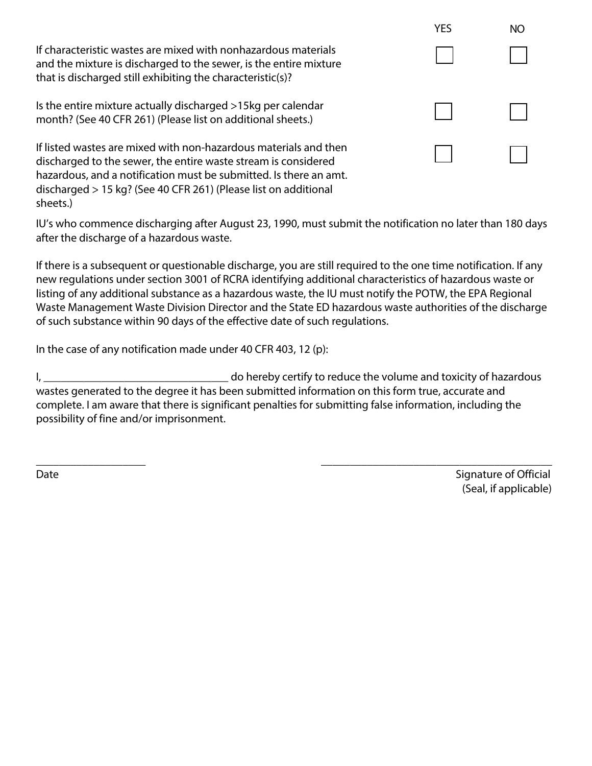| | YES | NO |
|---|---|---|
| If characteristic wastes are mixed with nonhazardous materials and the mixture is discharged to the sewer, is the entire mixture that is discharged still exhibiting the characteristic(s)? | ☐ | ☐ |
| Is the entire mixture actually discharged >15kg per calendar month? (See 40 CFR 261) (Please list on additional sheets.) | ☐ | ☐ |
| If listed wastes are mixed with non-hazardous materials and then discharged to the sewer, the entire waste stream is considered hazardous, and a notification must be submitted. Is there an amt. discharged > 15 kg? (See 40 CFR 261) (Please list on additional sheets.) | ☐ | ☐ |

IU's who commence discharging after August 23, 1990, must submit the notification no later than 180 days after the discharge of a hazardous waste.

If there is a subsequent or questionable discharge, you are still required to the one time notification. If any new regulations under section 3001 of RCRA identifying additional characteristics of hazardous waste or listing of any additional substance as a hazardous waste, the IU must notify the POTW, the EPA Regional Waste Management Waste Division Director and the State ED hazardous waste authorities of the discharge of such substance within 90 days of the effective date of such regulations.

In the case of any notification made under 40 CFR 403, 12 (p):

I, ________________________________ do hereby certify to reduce the volume and toxicity of hazardous wastes generated to the degree it has been submitted information on this form true, accurate and complete. I am aware that there is significant penalties for submitting false information, including the possibility of fine and/or imprisonment.

____________________ ________________________________________

Date Signature of Official
(Seal, if applicable)